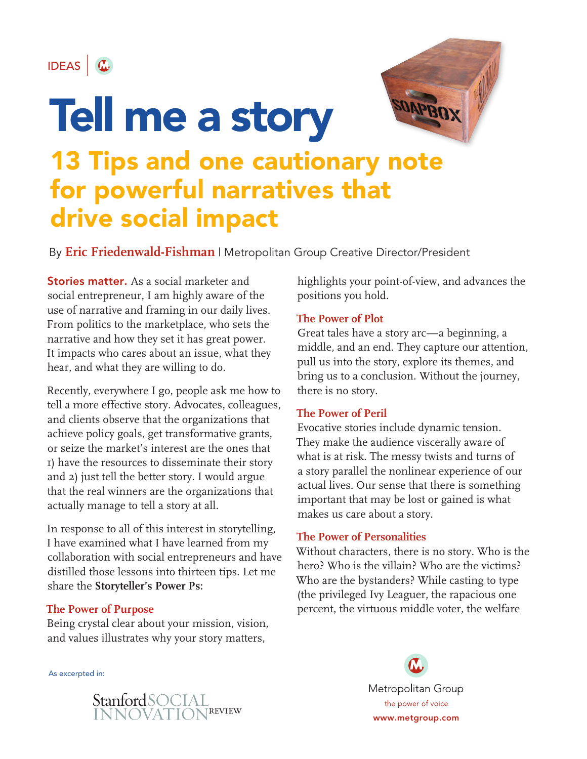IDEAS

# Tell me a story

## 13 Tips and one cautionary note for powerful narratives that drive social impact

By **Eric Friedenwald-Fishman** | Metropolitan Group Creative Director/President

**Stories matter.** As a social marketer and social entrepreneur, I am highly aware of the use of narrative and framing in our daily lives. From politics to the marketplace, who sets the narrative and how they set it has great power. It impacts who cares about an issue, what they hear, and what they are willing to do.

Recently, everywhere I go, people ask me how to tell a more effective story. Advocates, colleagues, and clients observe that the organizations that achieve policy goals, get transformative grants, or seize the market's interest are the ones that 1) have the resources to disseminate their story and 2) just tell the better story. I would argue that the real winners are the organizations that actually manage to tell a story at all.

In response to all of this interest in storytelling, I have examined what I have learned from my collaboration with social entrepreneurs and have distilled those lessons into thirteen tips. Let me share the **Storyteller's Power Ps:**

### The Power of Purpose

Being crystal clear about your mission, vision, and values illustrates why your story matters, highlights your point-of-view, and advances the positions you hold.

### The Power of Plot

Great tales have a story arc—a beginning, a middle, and an end. They capture our attention, pull us into the story, explore its themes, and bring us to a conclusion. Without the journey, there is no story.

### The Power of Peril

Evocative stories include dynamic tension. They make the audience viscerally aware of what is at risk. The messy twists and turns of a story parallel the nonlinear experience of our actual lives. Our sense that there is something important that may be lost or gained is what makes us care about a story.

### The Power of Personalities

Without characters, there is no story. Who is the hero? Who is the villain? Who are the victims? Who are the bystanders? While casting to type (the privileged Ivy Leaguer, the rapacious one percent, the virtuous middle voter, the welfare

As excerpted in: Stanford SOCIAL INNOVATION REVIEW

Metropolitan Group
the power of voice
www.metgroup.com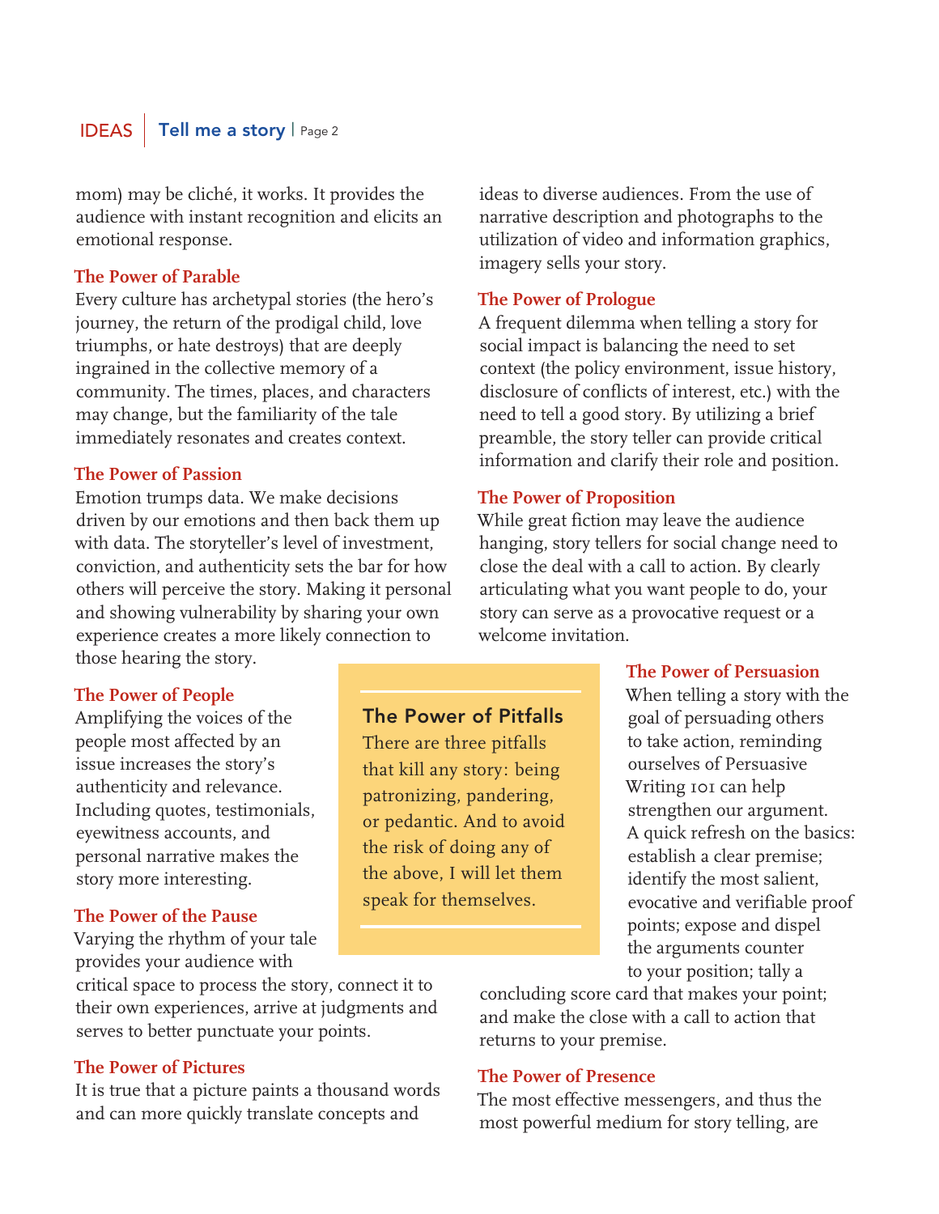mom) may be cliché, it works. It provides the audience with instant recognition and elicits an emotional response.

### The Power of Parable

Every culture has archetypal stories (the hero's journey, the return of the prodigal child, love triumphs, or hate destroys) that are deeply ingrained in the collective memory of a community. The times, places, and characters may change, but the familiarity of the tale immediately resonates and creates context.

### The Power of Passion

Emotion trumps data. We make decisions driven by our emotions and then back them up with data. The storyteller's level of investment, conviction, and authenticity sets the bar for how others will perceive the story. Making it personal and showing vulnerability by sharing your own experience creates a more likely connection to those hearing the story.

### The Power of People

Amplifying the voices of the people most affected by an issue increases the story's authenticity and relevance. Including quotes, testimonials, eyewitness accounts, and personal narrative makes the story more interesting.

### The Power of the Pause

Varying the rhythm of your tale provides your audience with critical space to process the story, connect it to their own experiences, arrive at judgments and serves to better punctuate your points.

### The Power of Pictures

It is true that a picture paints a thousand words and can more quickly translate concepts and ideas to diverse audiences. From the use of narrative description and photographs to the utilization of video and information graphics, imagery sells your story.

### The Power of Prologue

A frequent dilemma when telling a story for social impact is balancing the need to set context (the policy environment, issue history, disclosure of conflicts of interest, etc.) with the need to tell a good story. By utilizing a brief preamble, the story teller can provide critical information and clarify their role and position.

### The Power of Proposition

While great fiction may leave the audience hanging, story tellers for social change need to close the deal with a call to action. By clearly articulating what you want people to do, your story can serve as a provocative request or a welcome invitation.

### The Power of Persuasion

When telling a story with the goal of persuading others to take action, reminding ourselves of Persuasive Writing 101 can help strengthen our argument. A quick refresh on the basics: establish a clear premise; identify the most salient, evocative and verifiable proof points; expose and dispel the arguments counter to your position; tally a concluding score card that makes your point; and make the close with a call to action that returns to your premise.

### The Power of Pitfalls

There are three pitfalls that kill any story: being patronizing, pandering, or pedantic. And to avoid the risk of doing any of the above, I will let them speak for themselves.

### The Power of Presence

The most effective messengers, and thus the most powerful medium for story telling, are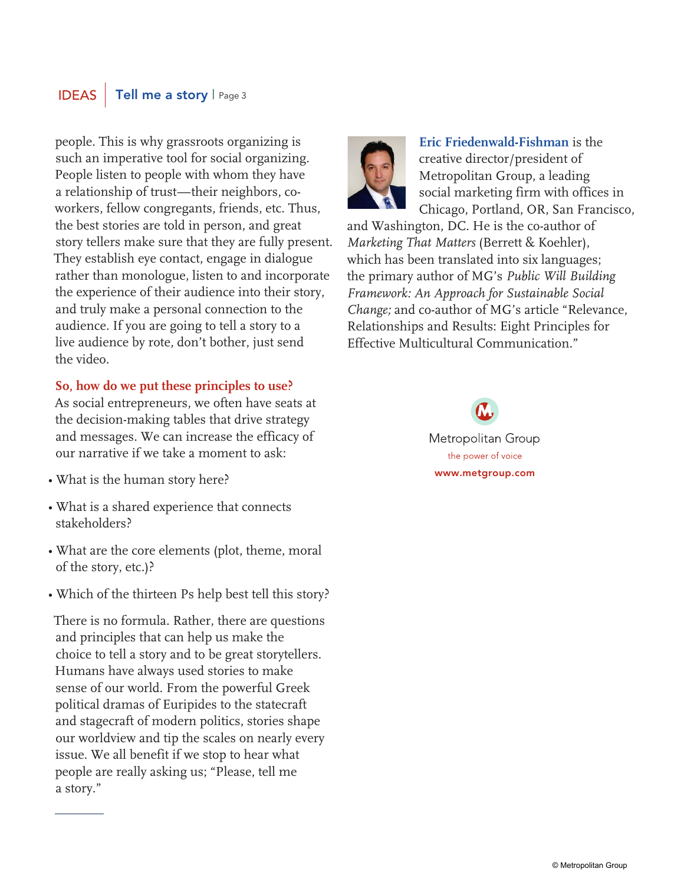people. This is why grassroots organizing is such an imperative tool for social organizing. People listen to people with whom they have a relationship of trust—their neighbors, co-workers, fellow congregants, friends, etc. Thus, the best stories are told in person, and great story tellers make sure that they are fully present. They establish eye contact, engage in dialogue rather than monologue, listen to and incorporate the experience of their audience into their story, and truly make a personal connection to the audience. If you are going to tell a story to a live audience by rote, don't bother, just send the video.

**So, how do we put these principles to use?**

As social entrepreneurs, we often have seats at the decision-making tables that drive strategy and messages. We can increase the efficacy of our narrative if we take a moment to ask:

- What is the human story here?
- What is a shared experience that connects stakeholders?
- What are the core elements (plot, theme, moral of the story, etc.)?
- Which of the thirteen Ps help best tell this story?

There is no formula. Rather, there are questions and principles that can help us make the choice to tell a story and to be great storytellers. Humans have always used stories to make sense of our world. From the powerful Greek political dramas of Euripides to the statecraft and stagecraft of modern politics, stories shape our worldview and tip the scales on nearly every issue. We all benefit if we stop to hear what people are really asking us; "Please, tell me a story."

---

**Eric Friedenwald-Fishman** is the creative director/president of Metropolitan Group, a leading social marketing firm with offices in Chicago, Portland, OR, San Francisco, and Washington, DC. He is the co-author of *Marketing That Matters* (Berrett & Koehler), which has been translated into six languages; the primary author of MG's *Public Will Building Framework: An Approach for Sustainable Social Change;* and co-author of MG's article "Relevance, Relationships and Results: Eight Principles for Effective Multicultural Communication."

Metropolitan Group

the power of voice

**www.metgroup.com**

© Metropolitan Group